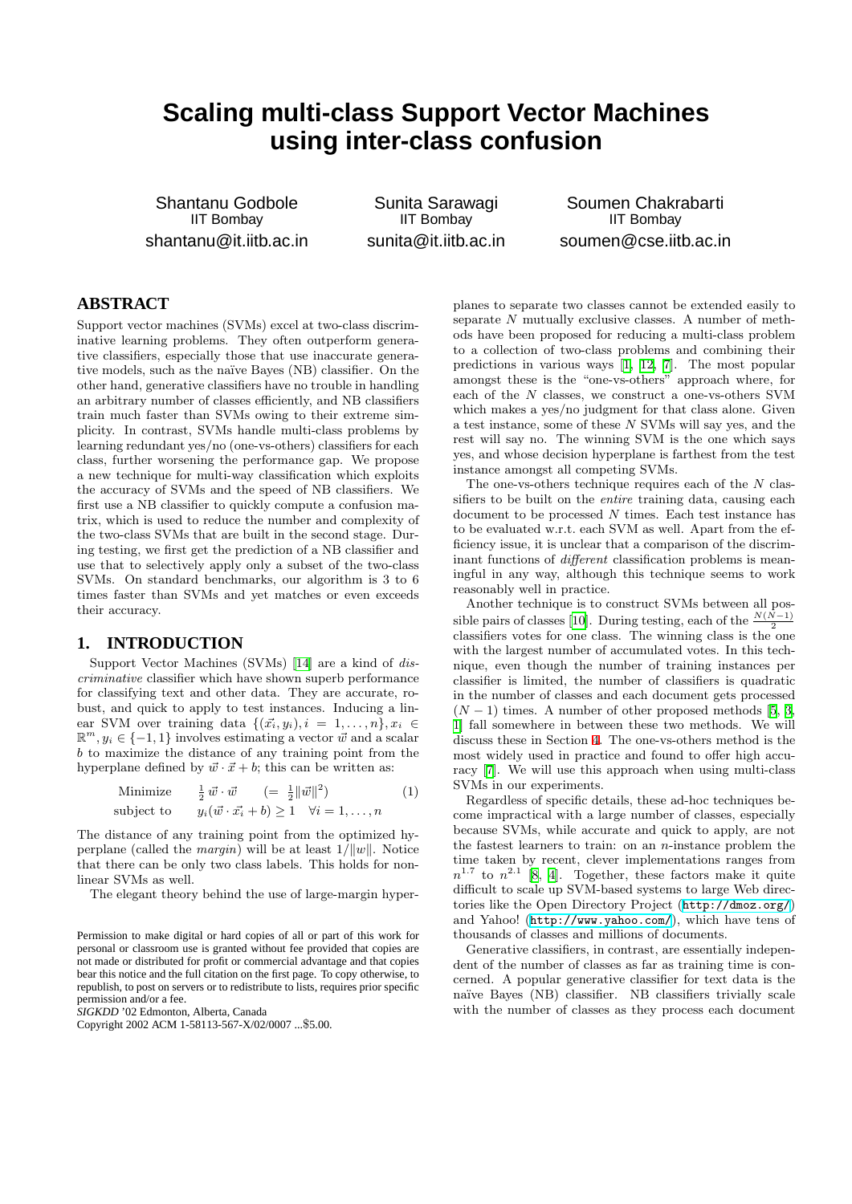# Scaling multi-class Support Vector Machines using inter-class confusion

Shantanu Godbole
IIT Bombay
shantanu@it.iitb.ac.in

Sunita Sarawagi
IIT Bombay
sunita@it.iitb.ac.in

Soumen Chakrabarti
IIT Bombay
soumen@cse.iitb.ac.in

## ABSTRACT

Support vector machines (SVMs) excel at two-class discriminative learning problems. They often outperform generative classifiers, especially those that use inaccurate generative models, such as the naïve Bayes (NB) classifier. On the other hand, generative classifiers have no trouble in handling an arbitrary number of classes efficiently, and NB classifiers train much faster than SVMs owing to their extreme simplicity. In contrast, SVMs handle multi-class problems by learning redundant yes/no (one-vs-others) classifiers for each class, further worsening the performance gap. We propose a new technique for multi-way classification which exploits the accuracy of SVMs and the speed of NB classifiers. We first use a NB classifier to quickly compute a confusion matrix, which is used to reduce the number and complexity of the two-class SVMs that are built in the second stage. During testing, we first get the prediction of a NB classifier and use that to selectively apply only a subset of the two-class SVMs. On standard benchmarks, our algorithm is 3 to 6 times faster than SVMs and yet matches or even exceeds their accuracy.

## 1. INTRODUCTION

Support Vector Machines (SVMs) [14] are a kind of *discriminative* classifier which have shown superb performance for classifying text and other data. They are accurate, robust, and quick to apply to test instances. Inducing a linear SVM over training data $\{(\vec{x_i}, y_i), i = 1, \ldots, n\}, x_i \in \mathbb{R}^m, y_i \in \{-1, 1\}$ involves estimating a vector $\vec{w}$ and a scalar $b$ to maximize the distance of any training point from the hyperplane defined by $\vec{w} \cdot \vec{x} + b$; this can be written as:

$$\begin{array}{ll} \text{Minimize} & \frac{1}{2}\, \vec{w} \cdot \vec{w} \qquad (= \frac{1}{2}\|\vec{w}\|^2) \\ \text{subject to} & y_i(\vec{w} \cdot \vec{x_i} + b) \geq 1 \quad \forall i = 1, \ldots, n \end{array} \tag{1}$$

The distance of any training point from the optimized hyperplane (called the *margin*) will be at least $1/\|w\|$. Notice that there can be only two class labels. This holds for non-linear SVMs as well.

The elegant theory behind the use of large-margin hyperplanes to separate two classes cannot be extended easily to separate $N$ mutually exclusive classes. A number of methods have been proposed for reducing a multi-class problem to a collection of two-class problems and combining their predictions in various ways [1, 12, 7]. The most popular amongst these is the "one-vs-others" approach where, for each of the $N$ classes, we construct a one-vs-others SVM which makes a yes/no judgment for that class alone. Given a test instance, some of these $N$ SVMs will say yes, and the rest will say no. The winning SVM is the one which says yes, and whose decision hyperplane is farthest from the test instance amongst all competing SVMs.

The one-vs-others technique requires each of the $N$ classifiers to be built on the *entire* training data, causing each document to be processed $N$ times. Each test instance has to be evaluated w.r.t. each SVM as well. Apart from the efficiency issue, it is unclear that a comparison of the discriminant functions of *different* classification problems is meaningful in any way, although this technique seems to work reasonably well in practice.

Another technique is to construct SVMs between all possible pairs of classes [10]. During testing, each of the $\frac{N(N-1)}{2}$ classifiers votes for one class. The winning class is the one with the largest number of accumulated votes. In this technique, even though the number of training instances per classifier is limited, the number of classifiers is quadratic in the number of classes and each document gets processed $(N-1)$ times. A number of other proposed methods [5, 3, 1] fall somewhere in between these two methods. We will discuss these in Section 4. The one-vs-others method is the most widely used in practice and found to offer high accuracy [7]. We will use this approach when using multi-class SVMs in our experiments.

Regardless of specific details, these ad-hoc techniques become impractical with a large number of classes, especially because SVMs, while accurate and quick to apply, are not the fastest learners to train: on an $n$-instance problem the time taken by recent, clever implementations ranges from $n^{1.7}$ to $n^{2.1}$ [8, 4]. Together, these factors make it quite difficult to scale up SVM-based systems to large Web directories like the Open Directory Project (http://dmoz.org/) and Yahoo! (http://www.yahoo.com/), which have tens of thousands of classes and millions of documents.

Generative classifiers, in contrast, are essentially independent of the number of classes as far as training time is concerned. A popular generative classifier for text data is the naïve Bayes (NB) classifier. NB classifiers trivially scale with the number of classes as they process each document

Permission to make digital or hard copies of all or part of this work for personal or classroom use is granted without fee provided that copies are not made or distributed for profit or commercial advantage and that copies bear this notice and the full citation on the first page. To copy otherwise, to republish, to post on servers or to redistribute to lists, requires prior specific permission and/or a fee.
*SIGKDD* '02 Edmonton, Alberta, Canada
Copyright 2002 ACM 1-58113-567-X/02/0007 ...$5.00.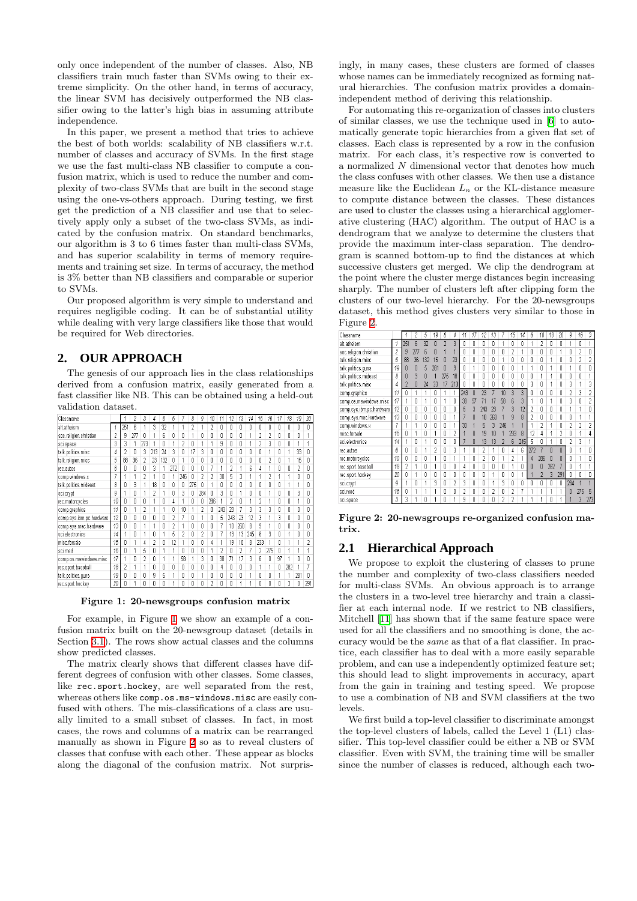only once independent of the number of classes. Also, NB classifiers train much faster than SVMs owing to their extreme simplicity. On the other hand, in terms of accuracy, the linear SVM has decisively outperformed the NB classifier owing to the latter's high bias in assuming attribute independence.

In this paper, we present a method that tries to achieve the best of both worlds: scalability of NB classifiers w.r.t. number of classes and accuracy of SVMs. In the first stage we use the fast multi-class NB classifier to compute a confusion matrix, which is used to reduce the number and complexity of two-class SVMs that are built in the second stage using the one-vs-others approach. During testing, we first get the prediction of a NB classifier and use that to selectively apply only a subset of the two-class SVMs, as indicated by the confusion matrix. On standard benchmarks, our algorithm is 3 to 6 times faster than multi-class SVMs, and has superior scalability in terms of memory requirements and training set size. In terms of accuracy, the method is 3% better than NB classifiers and comparable or superior to SVMs.

Our proposed algorithm is very simple to understand and requires negligible coding. It can be of substantial utility while dealing with very large classifiers like those that would be required for Web directories.

## 2. OUR APPROACH

The genesis of our approach lies in the class relationships derived from a confusion matrix, easily generated from a fast classifier like NB. This can be obtained using a held-out validation dataset.

| Classname | | 1 | 2 | 3 | 4 | 5 | 6 | 7 | 8 | 9 | 10 | 11 | 12 | 13 | 14 | 15 | 16 | 17 | 18 | 19 | 20 |
|---|---|---|---|---|---|---|---|---|---|---|---|---|---|---|---|---|---|---|---|---|---|
| alt.atheism | 1 | 251 | 6 | 1 | 3 | 32 | 1 | 1 | 2 | 1 | 2 | 0 | 0 | 0 | 0 | 0 | 0 | 0 | 0 | 0 | 0 |
| soc.religion.christian | 2 | 9 | 277 | 0 | 1 | 6 | 0 | 0 | 1 | 0 | 0 | 0 | 0 | 0 | 1 | 2 | 2 | 0 | 0 | 0 | 1 |
| sci.space | 3 | 3 | 1 | 273 | 1 | 0 | 1 | 2 | 0 | 1 | 1 | 9 | 0 | 0 | 1 | 2 | 3 | 0 | 0 | 1 | 1 |
| talk.politics.misc | 4 | 2 | 0 | 3 | 213 | 24 | 3 | 0 | 17 | 3 | 0 | 0 | 0 | 0 | 0 | 0 | 1 | 0 | 1 | 33 | 0 |
| talk.religion.misc | 5 | 88 | 36 | 2 | 23 | 132 | 0 | 1 | 0 | 0 | 0 | 0 | 0 | 0 | 0 | 0 | 2 | 0 | 1 | 15 | 0 |
| rec.autos | 6 | 0 | 0 | 0 | 3 | 1 | 272 | 0 | 0 | 0 | 7 | 1 | 2 | 1 | 6 | 4 | 1 | 0 | 0 | 2 | 0 |
| comp.windows.x | 7 | 1 | 1 | 2 | 1 | 0 | 1 | 246 | 0 | 2 | 2 | 30 | 5 | 3 | 1 | 1 | 2 | 1 | 1 | 0 | 0 |
| talk.politics.mideast | 8 | 0 | 3 | 1 | 18 | 0 | 0 | 0 | 275 | 0 | 1 | 0 | 0 | 0 | 0 | 0 | 0 | 0 | 1 | 1 | 0 |
| sci.crypt | 9 | 1 | 0 | 1 | 2 | 1 | 0 | 3 | 0 | 284 | 0 | 3 | 0 | 1 | 0 | 0 | 1 | 0 | 0 | 3 | 0 |
| rec.motorcycles | 10 | 0 | 0 | 0 | 1 | 0 | 4 | 1 | 0 | 0 | 286 | 1 | 2 | 0 | 1 | 2 | 1 | 0 | 0 | 1 | 0 |
| comp.graphics | 11 | 0 | 1 | 2 | 1 | 1 | 0 | 10 | 1 | 2 | 0 | 243 | 23 | 7 | 3 | 3 | 3 | 0 | 0 | 0 | 0 |
| comp.sys.ibm.pc.hardware | 12 | 0 | 0 | 0 | 0 | 0 | 2 | 7 | 0 | 1 | 0 | 5 | 243 | 23 | 12 | 3 | 1 | 3 | 0 | 0 | 0 |
| comp.sys.mac.hardware | 13 | 0 | 0 | 1 | 1 | 0 | 2 | 1 | 0 | 0 | 0 | 7 | 10 | 260 | 8 | 9 | 1 | 0 | 0 | 0 | 0 |
| sci.electronics | 14 | 1 | 0 | 1 | 0 | 1 | 5 | 2 | 0 | 2 | 0 | 7 | 13 | 13 | 245 | 6 | 3 | 0 | 1 | 0 | 0 |
| misc.forsale | 15 | 0 | 1 | 4 | 2 | 0 | 12 | 1 | 0 | 0 | 4 | 1 | 19 | 10 | 8 | 233 | 1 | 0 | 1 | 1 | 2 |
| sci.med | 16 | 0 | 1 | 5 | 0 | 1 | 1 | 0 | 0 | 0 | 1 | 2 | 0 | 2 | 7 | 2 | 275 | 0 | 1 | 1 | 1 |
| comp.os.mswindows.misc | 17 | 1 | 0 | 2 | 0 | 1 | 1 | 58 | 1 | 3 | 0 | 38 | 71 | 17 | 3 | 6 | 0 | 97 | 1 | 0 | 0 |
| rec.sport.baseball | 18 | 2 | 1 | 1 | 0 | 0 | 0 | 0 | 0 | 0 | 0 | 4 | 0 | 0 | 0 | 1 | 1 | 0 | 282 | 1 | 7 |
| talk.politics.guns | 19 | 0 | 0 | 0 | 9 | 5 | 1 | 0 | 0 | 1 | 0 | 0 | 0 | 0 | 0 | 1 | 0 | 0 | 1 | 281 | 0 |
| rec.sport.hockey | 20 | 0 | 1 | 0 | 0 | 0 | 1 | 0 | 0 | 0 | 2 | 0 | 0 | 1 | 1 | 0 | 0 | 0 | 3 | 0 | 291 |

**Figure 1: 20-newsgroups confusion matrix**

For example, in Figure 1 we show an example of a confusion matrix built on the 20-newsgroup dataset (details in Section 3.1). The rows show actual classes and the columns show predicted classes.

The matrix clearly shows that different classes have different degrees of confusion with other classes. Some classes, like `rec.sport.hockey`, are well separated from the rest, whereas others like `comp.os.ms-windows.misc` are easily confused with others. The mis-classifications of a class are usually limited to a small subset of classes. In fact, in most cases, the rows and columns of a matrix can be rearranged manually as shown in Figure 2 so as to reveal clusters of classes that confuse with each other. These appear as blocks along the diagonal of the confusion matrix. Not surprisingly, in many cases, these clusters are formed of classes whose names can be immediately recognized as forming natural hierarchies. The confusion matrix provides a domain-independent method of deriving this relationship.

For automating this re-organization of classes into clusters of similar classes, we use the technique used in [6] to automatically generate topic hierarchies from a given flat set of classes. Each class is represented by a row in the confusion matrix. For each class, it's respective row is converted to a normalized $N$ dimensional vector that denotes how much the class confuses with other classes. We then use a distance measure like the Euclidean $L_n$ or the KL-distance measure to compute distance between the classes. These distances are used to cluster the classes using a hierarchical agglomerative clustering (HAC) algorithm. The output of HAC is a dendrogram that we analyze to determine the clusters that provide the maximum inter-class separation. The dendrogram is scanned bottom-up to find the distances at which successive clusters get merged. We clip the dendrogram at the point where the cluster merge distances begin increasing sharply. The number of clusters left after clipping form the clusters of our two-level hierarchy. For the 20-newsgroups dataset, this method gives clusters very similar to those in Figure 2.

| Classname | | 1 | 2 | 5 | 19 | 8 | 4 | 11 | 17 | 12 | 13 | 7 | 15 | 14 | 6 | 10 | 18 | 20 | 9 | 16 | 3 |
|---|---|---|---|---|---|---|---|---|---|---|---|---|---|---|---|---|---|---|---|---|---|
| alt.atheism | 1 | 251 | 6 | 32 | 0 | 2 | 3 | 0 | 0 | 0 | 0 | 1 | 0 | 0 | 1 | 2 | 0 | 0 | 1 | 0 | 1 |
| soc.religion.christian | 2 | 9 | 277 | 6 | 0 | 1 | 1 | 0 | 0 | 0 | 0 | 0 | 2 | 1 | 0 | 0 | 0 | 1 | 0 | 2 | 0 |
| talk.religion.misc | 5 | 88 | 36 | 132 | 15 | 0 | 23 | 0 | 0 | 0 | 0 | 1 | 0 | 0 | 0 | 0 | 1 | 0 | 0 | 2 | 2 |
| talk.politics.guns | 19 | 0 | 0 | 5 | 281 | 0 | 9 | 0 | 0 | 0 | 0 | 0 | 1 | 0 | 1 | 0 | 1 | 0 | 1 | 0 | 0 |
| talk.politics.mideast | 8 | 0 | 3 | 0 | 1 | 275 | 18 | 0 | 0 | 0 | 0 | 0 | 0 | 0 | 0 | 1 | 1 | 0 | 0 | 0 | 1 |
| talk.politics.misc | 4 | 2 | 0 | 24 | 33 | 17 | 213 | 0 | 0 | 0 | 0 | 0 | 0 | 0 | 3 | 0 | 1 | 0 | 3 | 1 | 3 |
| comp.graphics | 11 | 0 | 1 | 1 | 0 | 1 | 1 | 243 | 0 | 23 | 7 | 10 | 3 | 3 | 0 | 0 | 0 | 0 | 2 | 3 | 2 |
| comp.os.mswindows.misc | 17 | 1 | 0 | 1 | 0 | 1 | 0 | 38 | 97 | 71 | 17 | 58 | 6 | 3 | 1 | 0 | 1 | 0 | 3 | 0 | 2 |
| comp.sys.ibm.pc.hardware | 12 | 0 | 0 | 0 | 0 | 0 | 0 | 5 | 3 | 243 | 23 | 7 | 3 | 12 | 2 | 0 | 0 | 0 | 1 | 1 | 0 |
| comp.sys.mac.hardware | 13 | 0 | 0 | 0 | 0 | 0 | 1 | 7 | 0 | 10 | 260 | 1 | 9 | 8 | 2 | 0 | 0 | 0 | 0 | 1 | 1 |
| comp.windows.x | 7 | 1 | 1 | 0 | 0 | 0 | 1 | 30 | 1 | 5 | 3 | 246 | 1 | 1 | 1 | 2 | 1 | 0 | 2 | 2 | 2 |
| misc.forsale | 15 | 0 | 1 | 0 | 1 | 0 | 2 | 1 | 0 | 19 | 10 | 1 | 233 | 8 | 12 | 4 | 1 | 2 | 0 | 1 | 4 |
| sci.electronics | 14 | 1 | 0 | 1 | 0 | 0 | 0 | 7 | 0 | 13 | 13 | 2 | 6 | 245 | 5 | 0 | 1 | 0 | 2 | 3 | 1 |
| rec.autos | 6 | 0 | 0 | 1 | 2 | 0 | 3 | 1 | 0 | 2 | 1 | 0 | 4 | 6 | 272 | 7 | 0 | 0 | 0 | 1 | 0 |
| rec.motorcycles | 10 | 0 | 0 | 0 | 1 | 0 | 1 | 1 | 0 | 2 | 0 | 1 | 2 | 1 | 4 | 286 | 0 | 0 | 0 | 1 | 0 |
| rec.sport.baseball | 18 | 2 | 1 | 0 | 1 | 0 | 0 | 4 | 0 | 0 | 0 | 0 | 1 | 0 | 0 | 0 | 282 | 7 | 0 | 1 | 1 |
| rec.sport.hockey | 20 | 0 | 1 | 0 | 0 | 0 | 0 | 0 | 0 | 0 | 1 | 0 | 0 | 1 | 1 | 2 | 3 | 291 | 0 | 0 | 0 |
| sci.crypt | 9 | 1 | 0 | 1 | 3 | 0 | 2 | 3 | 0 | 0 | 1 | 3 | 0 | 0 | 0 | 0 | 0 | 0 | 284 | 1 | 1 |
| sci.med | 16 | 0 | 1 | 1 | 1 | 0 | 0 | 2 | 0 | 0 | 2 | 0 | 2 | 7 | 1 | 1 | 1 | 1 | 0 | 275 | 5 |
| sci.space | 3 | 3 | 1 | 0 | 1 | 0 | 1 | 9 | 0 | 0 | 0 | 2 | 2 | 1 | 1 | 1 | 0 | 1 | 1 | 3 | 273 |

**Figure 2: 20-newsgroups re-organized confusion matrix.**

### 2.1 Hierarchical Approach

We propose to exploit the clustering of classes to prune the number and complexity of two-class classifiers needed for multi-class SVMs. An obvious approach is to arrange the clusters in a two-level tree hierarchy and train a classifier at each internal node. If we restrict to NB classifiers, Mitchell [11] has shown that if the same feature space were used for all the classifiers and no smoothing is done, the accuracy would be the *same* as that of a flat classifier. In practice, each classifier has to deal with a more easily separable problem, and can use a independently optimized feature set; this should lead to slight improvements in accuracy, apart from the gain in training and testing speed. We propose to use a combination of NB and SVM classifiers at the two levels.

We first build a top-level classifier to discriminate amongst the top-level clusters of labels, called the Level 1 (L1) classifier. This top-level classifier could be either a NB or SVM classifier. Even with SVM, the training time will be smaller since the number of classes is reduced, although each two-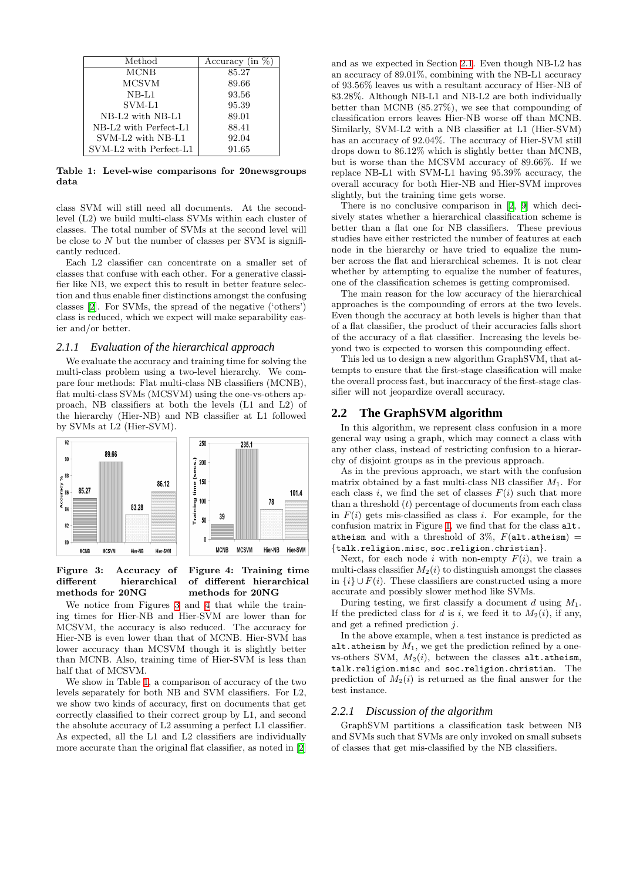| Method | Accuracy (in %) |
|---|---|
| MCNB | 85.27 |
| MCSVM | 89.66 |
| NB-L1 | 93.56 |
| SVM-L1 | 95.39 |
| NB-L2 with NB-L1 | 89.01 |
| NB-L2 with Perfect-L1 | 88.41 |
| SVM-L2 with NB-L1 | 92.04 |
| SVM-L2 with Perfect-L1 | 91.65 |

**Table 1: Level-wise comparisons for 20newsgroups data**

class SVM will still need all documents. At the second-level (L2) we build multi-class SVMs within each cluster of classes. The total number of SVMs at the second level will be close to $N$ but the number of classes per SVM is significantly reduced.

Each L2 classifier can concentrate on a smaller set of classes that confuse with each other. For a generative classifier like NB, we expect this to result in better feature selection and thus enable finer distinctions amongst the confusing classes [2]. For SVMs, the spread of the negative ('others') class is reduced, which we expect will make separability easier and/or better.

### 2.1.1 Evaluation of the hierarchical approach

We evaluate the accuracy and training time for solving the multi-class problem using a two-level hierarchy. We compare four methods: Flat multi-class NB classifiers (MCNB), flat multi-class SVMs (MCSVM) using the one-vs-others approach, NB classifiers at both the levels (L1 and L2) of the hierarchy (Hier-NB) and NB classifier at L1 followed by SVMs at L2 (Hier-SVM).

**Figure 3: Accuracy of different hierarchical methods for 20NG**

**Figure 4: Training time of different hierarchical methods for 20NG**

We notice from Figures 3 and 4 that while the training times for Hier-NB and Hier-SVM are lower than for MCSVM, the accuracy is also reduced. The accuracy for Hier-NB is even lower than that of MCNB. Hier-SVM has lower accuracy than MCSVM though it is slightly better than MCNB. Also, training time of Hier-SVM is less than half that of MCSVM.

We show in Table 1, a comparison of accuracy of the two levels separately for both NB and SVM classifiers. For L2, we show two kinds of accuracy, first on documents that get correctly classified to their correct group by L1, and second the absolute accuracy of L2 assuming a perfect L1 classifier. As expected, all the L1 and L2 classifiers are individually more accurate than the original flat classifier, as noted in [2] and as we expected in Section 2.1. Even though NB-L2 has an accuracy of 89.01%, combining with the NB-L1 accuracy of 93.56% leaves us with a resultant accuracy of Hier-NB of 83.28%. Although NB-L1 and NB-L2 are both individually better than MCNB (85.27%), we see that compounding of classification errors leaves Hier-NB worse off than MCNB. Similarly, SVM-L2 with a NB classifier at L1 (Hier-SVM) has an accuracy of 92.04%. The accuracy of Hier-SVM still drops down to 86.12% which is slightly better than MCNB, but is worse than the MCSVM accuracy of 89.66%. If we replace NB-L1 with SVM-L1 having 95.39% accuracy, the overall accuracy for both Hier-NB and Hier-SVM improves slightly, but the training time gets worse.

There is no conclusive comparison in [2, 9] which decisively states whether a hierarchical classification scheme is better than a flat one for NB classifiers. These previous studies have either restricted the number of features at each node in the hierarchy or have tried to equalize the number across the flat and hierarchical schemes. It is not clear whether by attempting to equalize the number of features, one of the classification schemes is getting compromised.

The main reason for the low accuracy of the hierarchical approaches is the compounding of errors at the two levels. Even though the accuracy at both levels is higher than that of a flat classifier, the product of their accuracies falls short of the accuracy of a flat classifier. Increasing the levels beyond two is expected to worsen this compounding effect.

This led us to design a new algorithm GraphSVM, that attempts to ensure that the first-stage classification will make the overall process fast, but inaccuracy of the first-stage classifier will not jeopardize overall accuracy.

## 2.2 The GraphSVM algorithm

In this algorithm, we represent class confusion in a more general way using a graph, which may connect a class with any other class, instead of restricting confusion to a hierarchy of disjoint groups as in the previous approach.

As in the previous approach, we start with the confusion matrix obtained by a fast multi-class NB classifier $M_1$. For each class $i$, we find the set of classes $F(i)$ such that more than a threshold ($t$) percentage of documents from each class in $F(i)$ gets mis-classified as class $i$. For example, for the confusion matrix in Figure 1, we find that for the class `alt.atheism` and with a threshold of 3%, $F($`alt.atheism`$)$ = {`talk.religion.misc`, `soc.religion.christian`}.

Next, for each node $i$ with non-empty $F(i)$, we train a multi-class classifier $M_2(i)$ to distinguish amongst the classes in $\{i\} \cup F(i)$. These classifiers are constructed using a more accurate and possibly slower method like SVMs.

During testing, we first classify a document $d$ using $M_1$. If the predicted class for $d$ is $i$, we feed it to $M_2(i)$, if any, and get a refined prediction $j$.

In the above example, when a test instance is predicted as `alt.atheism` by $M_1$, we get the prediction refined by a one-vs-others SVM, $M_2(i)$, between the classes `alt.atheism`, `talk.religion.misc` and `soc.religion.christian`. The prediction of $M_2(i)$ is returned as the final answer for the test instance.

### 2.2.1 Discussion of the algorithm

GraphSVM partitions a classification task between NB and SVMs such that SVMs are only invoked on small subsets of classes that get mis-classified by the NB classifiers.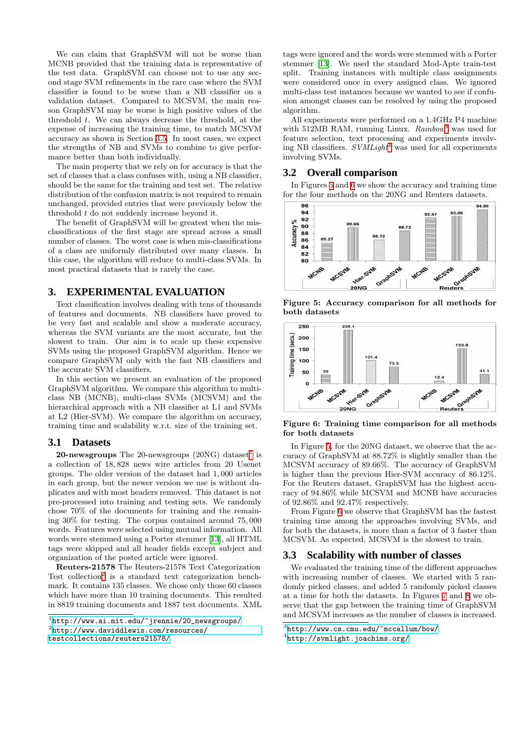We can claim that GraphSVM will not be worse than MCNB provided that the training data is representative of the test data. GraphSVM can choose not to use any second stage SVM refinements in the rare case where the SVM classifier is found to be worse than a NB classifier on a validation dataset. Compared to MCSVM, the main reason GraphSVM may be worse is high positive values of the threshold $t$. We can always decrease the threshold, at the expense of increasing the training time, to match MCSVM accuracy as shown in Section 3.5. In most cases, we expect the strengths of NB and SVMs to combine to give performance better than both individually.

The main property that we rely on for accuracy is that the set of classes that a class confuses with, using a NB classifier, should be the same for the training and test set. The relative distribution of the confusion matrix is not required to remain unchanged, provided entries that were previously below the threshold $t$ do not suddenly increase beyond it.

The benefit of GraphSVM will be greatest when the misclassifications of the first stage are spread across a small number of classes. The worst case is when mis-classifications of a class are uniformly distributed over many classes. In this case, the algorithm will reduce to multi-class SVMs. In most practical datasets that is rarely the case.

## 3. EXPERIMENTAL EVALUATION

Text classification involves dealing with tens of thousands of features and documents. NB classifiers have proved to be very fast and scalable and show a moderate accuracy, whereas the SVM variants are the most accurate, but the slowest to train. Our aim is to scale up these expensive SVMs using the proposed GraphSVM algorithm. Hence we compare GraphSVM only with the fast NB classifiers and the accurate SVM classifiers.

In this section we present an evaluation of the proposed GraphSVM algorithm. We compare this algorithm to multi-class NB (MCNB), multi-class SVMs (MCSVM) and the hierarchical approach with a NB classifier at L1 and SVMs at L2 (Hier-SVM). We compare the algorithm on accuracy, training time and scalability w.r.t. size of the training set.

### 3.1 Datasets

**20-newsgroups** The 20-newsgroups (20NG) dataset[1] is a collection of 18,828 news wire articles from 20 Usenet groups. The older version of the dataset had 1,000 articles in each group, but the newer version we use is without duplicates and with most headers removed. This dataset is not pre-processed into training and testing sets. We randomly chose 70% of the documents for training and the remaining 30% for testing. The corpus contained around 75,000 words. Features were selected using mutual information. All words were stemmed using a Porter stemmer [13], all HTML tags were skipped and all header fields except subject and organization of the posted article were ignored.

**Reuters-21578** The Reuters-21578 Text Categorization Test collection[2] is a standard text categorization benchmark. It contains 135 classes. We chose only those 60 classes which have more than 10 training documents. This resulted in 8819 training documents and 1887 test documents. XML tags were ignored and the words were stemmed with a Porter stemmer [13]. We used the standard Mod-Apte train-test split. Training instances with multiple class assignments were considered once in every assigned class. We ignored multi-class test instances because we wanted to see if confusion amongst classes can be resolved by using the proposed algorithm.

All experiments were performed on a 1.4GHz P4 machine with 512MB RAM, running Linux. *Rainbow*[3] was used for feature selection, text processing and experiments involving NB classifiers. *SVMLight*[4] was used for all experiments involving SVMs.

### 3.2 Overall comparison

In Figures 5 and 6 we show the accuracy and training time for the four methods on the 20NG and Reuters datasets.

| Dataset | Method | Accuracy % |
|---|---|---|
| 20NG | MCNB | 85.27 |
| 20NG | MCSVM | 89.66 |
| 20NG | Hier-SVM | 86.12 |
| 20NG | GraphSVM | 88.72 |
| Reuters | MCNB | 92.47 |
| Reuters | MCSVM | 92.86 |
| Reuters | GraphSVM | 94.86 |

**Figure 5: Accuracy comparison for all methods for both datasets**

| Dataset | Method | Training time (secs.) |
|---|---|---|
| 20NG | MCNB | 39 |
| 20NG | MCSVM | 235.1 |
| 20NG | Hier-SVM | 101.4 |
| 20NG | GraphSVM | 73.3 |
| Reuters | MCNB | 12.4 |
| Reuters | MCSVM | 153.8 |
| Reuters | GraphSVM | 41.1 |

**Figure 6: Training time comparison for all methods for both datasets**

In Figure 5, for the 20NG dataset, we observe that the accuracy of GraphSVM at 88.72% is slightly smaller than the MCSVM accuracy of 89.66%. The accuracy of GraphSVM is higher than the previous Hier-SVM accuracy of 86.12%. For the Reuters dataset, GraphSVM has the highest accuracy of 94.86% while MCSVM and MCNB have accuracies of 92.86% and 92.47% respectively.

From Figure 6 we observe that GraphSVM has the fastest training time among the approaches involving SVMs, and for both the datasets, is more than a factor of 3 faster than MCSVM. As expected, MCSVM is the slowest to train.

### 3.3 Scalability with number of classes

We evaluated the training time of the different approaches with increasing number of classes. We started with 5 randomly picked classes, and added 5 randomly picked classes at a time for both the datasets. In Figures 7 and 8 we observe that the gap between the training time of GraphSVM and MCSVM increases as the number of classes is increased.

[1] http://www.ai.mit.edu/~jrennie/20_newsgroups/

[2] http://www.daviddlewis.com/resources/testcollections/reuters21578/

[3] http://www.cs.cmu.edu/~mccallum/bow/

[4] http://svmlight.joachims.org/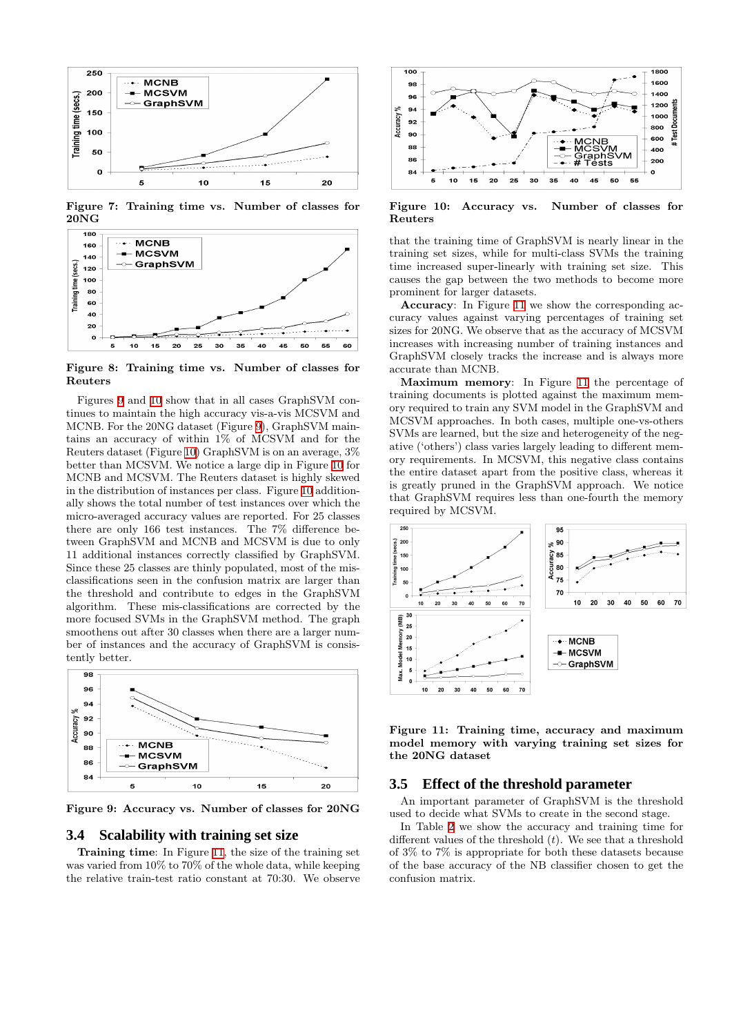Figure 7: Training time vs. Number of classes for 20NG

Figure 8: Training time vs. Number of classes for Reuters

Figures 9 and 10 show that in all cases GraphSVM continues to maintain the high accuracy vis-a-vis MCSVM and MCNB. For the 20NG dataset (Figure 9), GraphSVM maintains an accuracy of within 1% of MCSVM and for the Reuters dataset (Figure 10) GraphSVM is on an average, 3% better than MCSVM. We notice a large dip in Figure 10 for MCNB and MCSVM. The Reuters dataset is highly skewed in the distribution of instances per class. Figure 10 additionally shows the total number of test instances over which the micro-averaged accuracy values are reported. For 25 classes there are only 166 test instances. The 7% difference between GraphSVM and MCNB and MCSVM is due to only 11 additional instances correctly classified by GraphSVM. Since these 25 classes are thinly populated, most of the misclassifications seen in the confusion matrix are larger than the threshold and contribute to edges in the GraphSVM algorithm. These mis-classifications are corrected by the more focused SVMs in the GraphSVM method. The graph smoothens out after 30 classes when there are a larger number of instances and the accuracy of GraphSVM is consistently better.

Figure 9: Accuracy vs. Number of classes for 20NG

## 3.4 Scalability with training set size

**Training time**: In Figure 11, the size of the training set was varied from 10% to 70% of the whole data, while keeping the relative train-test ratio constant at 70:30. We observe that the training time of GraphSVM is nearly linear in the training set sizes, while for multi-class SVMs the training time increased super-linearly with training set size. This causes the gap between the two methods to become more prominent for larger datasets.

Figure 10: Accuracy vs. Number of classes for Reuters

**Accuracy**: In Figure 11 we show the corresponding accuracy values against varying percentages of training set sizes for 20NG. We observe that as the accuracy of MCSVM increases with increasing number of training instances and GraphSVM closely tracks the increase and is always more accurate than MCNB.

**Maximum memory**: In Figure 11 the percentage of training documents is plotted against the maximum memory required to train any SVM model in the GraphSVM and MCSVM approaches. In both cases, multiple one-vs-others SVMs are learned, but the size and heterogeneity of the negative ('others') class varies largely leading to different memory requirements. In MCSVM, this negative class contains the entire dataset apart from the positive class, whereas it is greatly pruned in the GraphSVM approach. We notice that GraphSVM requires less than one-fourth the memory required by MCSVM.

Figure 11: Training time, accuracy and maximum model memory with varying training set sizes for the 20NG dataset

## 3.5 Effect of the threshold parameter

An important parameter of GraphSVM is the threshold used to decide what SVMs to create in the second stage.

In Table 2 we show the accuracy and training time for different values of the threshold ($t$). We see that a threshold of 3% to 7% is appropriate for both these datasets because of the base accuracy of the NB classifier chosen to get the confusion matrix.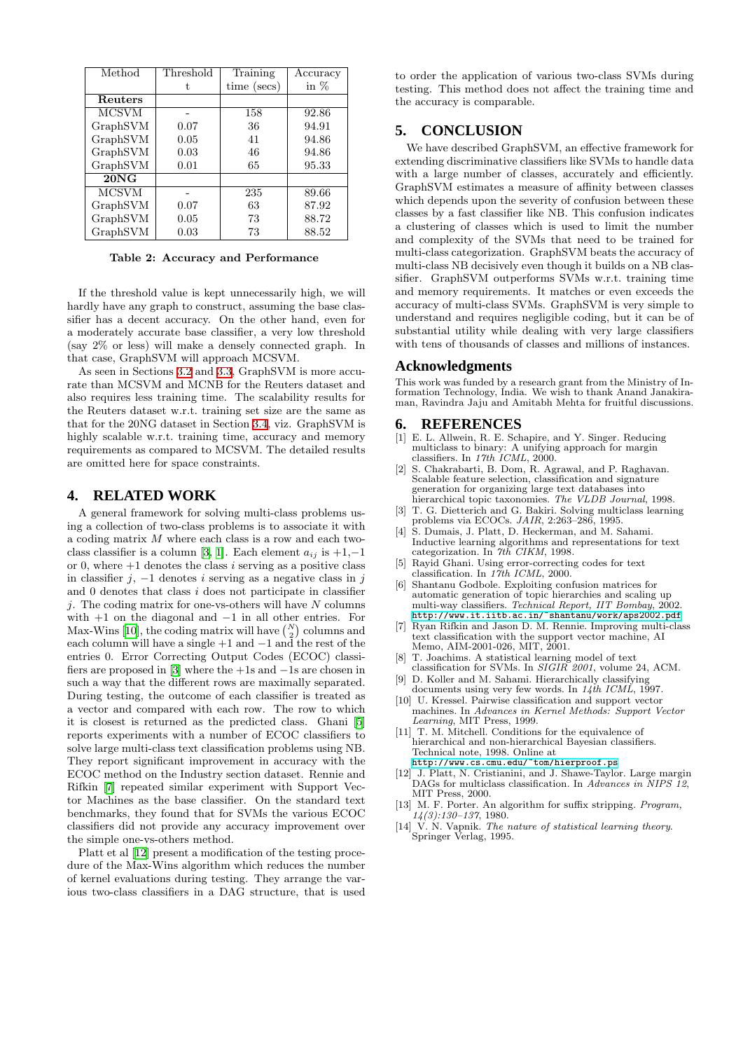| Method | Threshold t | Training time (secs) | Accuracy in % |
|---|---|---|---|
| **Reuters** | | | |
| MCSVM | - | 158 | 92.86 |
| GraphSVM | 0.07 | 36 | 94.91 |
| GraphSVM | 0.05 | 41 | 94.86 |
| GraphSVM | 0.03 | 46 | 94.86 |
| GraphSVM | 0.01 | 65 | 95.33 |
| **20NG** | | | |
| MCSVM | - | 235 | 89.66 |
| GraphSVM | 0.07 | 63 | 87.92 |
| GraphSVM | 0.05 | 73 | 88.72 |
| GraphSVM | 0.03 | 73 | 88.52 |

**Table 2: Accuracy and Performance**

If the threshold value is kept unnecessarily high, we will hardly have any graph to construct, assuming the base classifier has a decent accuracy. On the other hand, even for a moderately accurate base classifier, a very low threshold (say 2% or less) will make a densely connected graph. In that case, GraphSVM will approach MCSVM.

As seen in Sections 3.2 and 3.3, GraphSVM is more accurate than MCSVM and MCNB for the Reuters dataset and also requires less training time. The scalability results for the Reuters dataset w.r.t. training set size are the same as that for the 20NG dataset in Section 3.4, viz. GraphSVM is highly scalable w.r.t. training time, accuracy and memory requirements as compared to MCSVM. The detailed results are omitted here for space constraints.

## 4. RELATED WORK

A general framework for solving multi-class problems using a collection of two-class problems is to associate it with a coding matrix $M$ where each class is a row and each two-class classifier is a column [3, 1]. Each element $a_{ij}$ is $+1$, $-1$ or 0, where $+1$ denotes the class $i$ serving as a positive class in classifier $j$, $-1$ denotes $i$ serving as a negative class in $j$ and 0 denotes that class $i$ does not participate in classifier $j$. The coding matrix for one-vs-others will have $N$ columns with $+1$ on the diagonal and $-1$ in all other entries. For Max-Wins [10], the coding matrix will have $\binom{N}{2}$ columns and each column will have a single $+1$ and $-1$ and the rest of the entries 0. Error Correcting Output Codes (ECOC) classifiers are proposed in [3] where the $+1$s and $-1$s are chosen in such a way that the different rows are maximally separated. During testing, the outcome of each classifier is treated as a vector and compared with each row. The row to which it is closest is returned as the predicted class. Ghani [5] reports experiments with a number of ECOC classifiers to solve large multi-class text classification problems using NB. They report significant improvement in accuracy with the ECOC method on the Industry section dataset. Rennie and Rifkin [7] repeated similar experiment with Support Vector Machines as the base classifier. On the standard text benchmarks, they found that for SVMs the various ECOC classifiers did not provide any accuracy improvement over the simple one-vs-others method.

Platt et al [12] present a modification of the testing procedure of the Max-Wins algorithm which reduces the number of kernel evaluations during testing. They arrange the various two-class classifiers in a DAG structure, that is used to order the application of various two-class SVMs during testing. This method does not affect the training time and the accuracy is comparable.

## 5. CONCLUSION

We have described GraphSVM, an effective framework for extending discriminative classifiers like SVMs to handle data with a large number of classes, accurately and efficiently. GraphSVM estimates a measure of affinity between classes which depends upon the severity of confusion between these classes by a fast classifier like NB. This confusion indicates a clustering of classes which is used to limit the number and complexity of the SVMs that need to be trained for multi-class categorization. GraphSVM beats the accuracy of multi-class NB decisively even though it builds on a NB classifier. GraphSVM outperforms SVMs w.r.t. training time and memory requirements. It matches or even exceeds the accuracy of multi-class SVMs. GraphSVM is very simple to understand and requires negligible coding, but it can be of substantial utility while dealing with very large classifiers with tens of thousands of classes and millions of instances.

## Acknowledgments

This work was funded by a research grant from the Ministry of Information Technology, India. We wish to thank Anand Janakiraman, Ravindra Jaju and Amitabh Mehta for fruitful discussions.

## 6. REFERENCES

[1] E. L. Allwein, R. E. Schapire, and Y. Singer. Reducing multiclass to binary: A unifying approach for margin classifiers. In *17th ICML*, 2000.

[2] S. Chakrabarti, B. Dom, R. Agrawal, and P. Raghavan. Scalable feature selection, classification and signature generation for organizing large text databases into hierarchical topic taxonomies. *The VLDB Journal*, 1998.

[3] T. G. Dietterich and G. Bakiri. Solving multiclass learning problems via ECOCs. *JAIR*, 2:263–286, 1995.

[4] S. Dumais, J. Platt, D. Heckerman, and M. Sahami. Inductive learning algorithms and representations for text categorization. In *7th CIKM*, 1998.

[5] Rayid Ghani. Using error-correcting codes for text classification. In *17th ICML*, 2000.

[6] Shantanu Godbole. Exploiting confusion matrices for automatic generation of topic hierarchies and scaling up multi-way classifiers. *Technical Report, IIT Bombay*, 2002. http://www.it.iitb.ac.in/~shantanu/work/aps2002.pdf

[7] Ryan Rifkin and Jason D. M. Rennie. Improving multi-class text classification with the support vector machine, AI Memo, AIM-2001-026, MIT, 2001.

[8] T. Joachims. A statistical learning model of text classification for SVMs. In *SIGIR 2001*, volume 24, ACM.

[9] D. Koller and M. Sahami. Hierarchically classifying documents using very few words. In *14th ICML*, 1997.

[10] U. Kressel. Pairwise classification and support vector machines. In *Advances in Kernel Methods: Support Vector Learning*, MIT Press, 1999.

[11] T. M. Mitchell. Conditions for the equivalence of hierarchical and non-hierarchical Bayesian classifiers. Technical note, 1998. Online at http://www.cs.cmu.edu/~tom/hierproof.ps

[12] J. Platt, N. Cristianini, and J. Shawe-Taylor. Large margin DAGs for multiclass classification. In *Advances in NIPS 12*, MIT Press, 2000.

[13] M. F. Porter. An algorithm for suffix stripping. *Program, 14(3):130–137*, 1980.

[14] V. N. Vapnik. *The nature of statistical learning theory.* Springer Verlag, 1995.